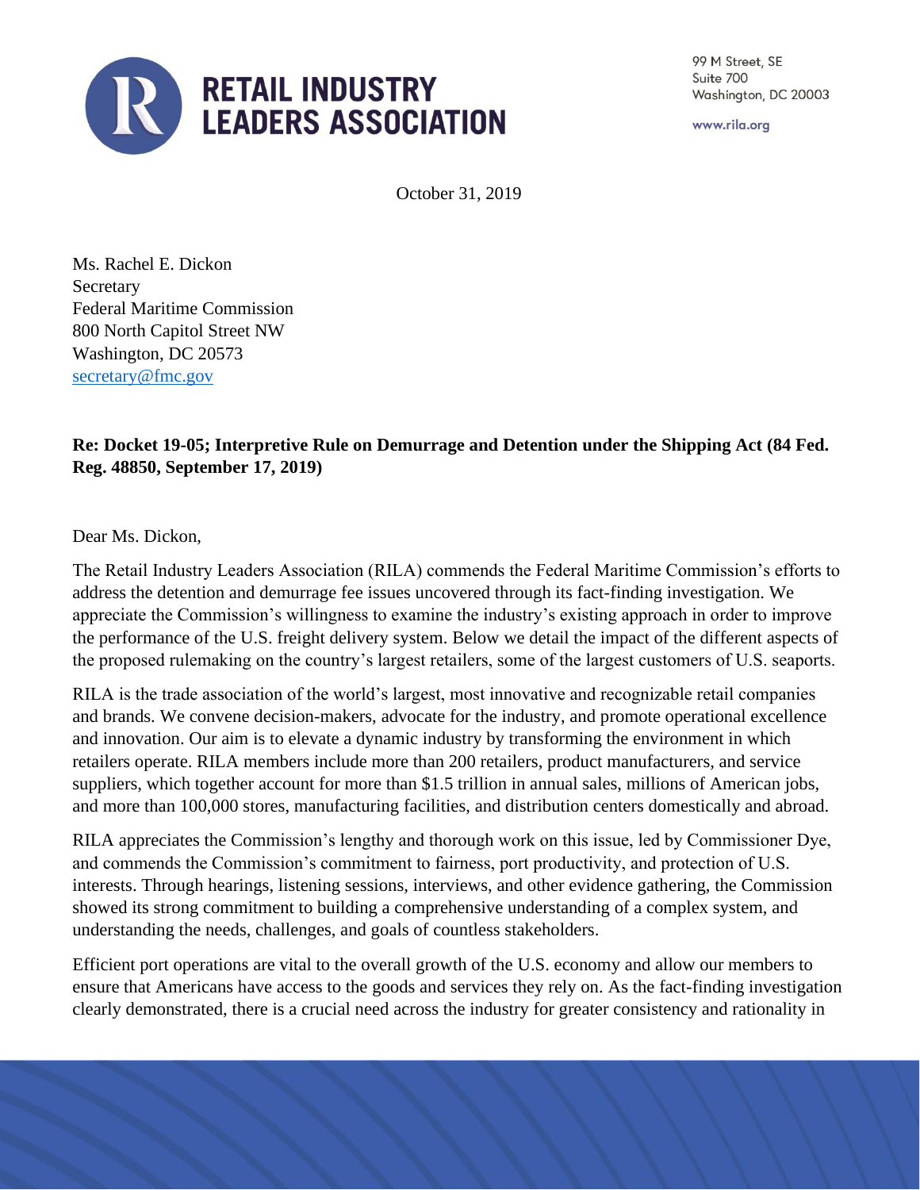# RETAIL INDUSTRY LEADERS ASSOCIATION

99 M Street, SE
Suite 700
Washington, DC 20003

www.rila.org

October 31, 2019

Ms. Rachel E. Dickon
Secretary
Federal Maritime Commission
800 North Capitol Street NW
Washington, DC 20573
secretary@fmc.gov

**Re: Docket 19-05; Interpretive Rule on Demurrage and Detention under the Shipping Act (84 Fed. Reg. 48850, September 17, 2019)**

Dear Ms. Dickon,

The Retail Industry Leaders Association (RILA) commends the Federal Maritime Commission's efforts to address the detention and demurrage fee issues uncovered through its fact-finding investigation. We appreciate the Commission's willingness to examine the industry's existing approach in order to improve the performance of the U.S. freight delivery system. Below we detail the impact of the different aspects of the proposed rulemaking on the country's largest retailers, some of the largest customers of U.S. seaports.

RILA is the trade association of the world's largest, most innovative and recognizable retail companies and brands. We convene decision-makers, advocate for the industry, and promote operational excellence and innovation. Our aim is to elevate a dynamic industry by transforming the environment in which retailers operate. RILA members include more than 200 retailers, product manufacturers, and service suppliers, which together account for more than $1.5 trillion in annual sales, millions of American jobs, and more than 100,000 stores, manufacturing facilities, and distribution centers domestically and abroad.

RILA appreciates the Commission's lengthy and thorough work on this issue, led by Commissioner Dye, and commends the Commission's commitment to fairness, port productivity, and protection of U.S. interests. Through hearings, listening sessions, interviews, and other evidence gathering, the Commission showed its strong commitment to building a comprehensive understanding of a complex system, and understanding the needs, challenges, and goals of countless stakeholders.

Efficient port operations are vital to the overall growth of the U.S. economy and allow our members to ensure that Americans have access to the goods and services they rely on. As the fact-finding investigation clearly demonstrated, there is a crucial need across the industry for greater consistency and rationality in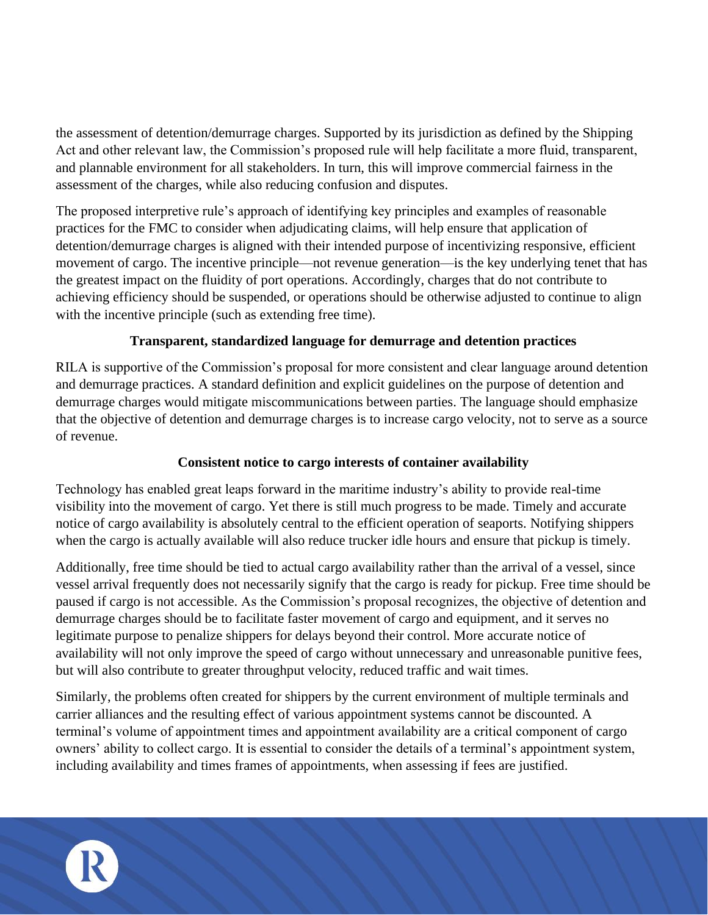the assessment of detention/demurrage charges. Supported by its jurisdiction as defined by the Shipping Act and other relevant law, the Commission's proposed rule will help facilitate a more fluid, transparent, and plannable environment for all stakeholders. In turn, this will improve commercial fairness in the assessment of the charges, while also reducing confusion and disputes.

The proposed interpretive rule's approach of identifying key principles and examples of reasonable practices for the FMC to consider when adjudicating claims, will help ensure that application of detention/demurrage charges is aligned with their intended purpose of incentivizing responsive, efficient movement of cargo. The incentive principle—not revenue generation—is the key underlying tenet that has the greatest impact on the fluidity of port operations. Accordingly, charges that do not contribute to achieving efficiency should be suspended, or operations should be otherwise adjusted to continue to align with the incentive principle (such as extending free time).

**Transparent, standardized language for demurrage and detention practices**

RILA is supportive of the Commission's proposal for more consistent and clear language around detention and demurrage practices. A standard definition and explicit guidelines on the purpose of detention and demurrage charges would mitigate miscommunications between parties. The language should emphasize that the objective of detention and demurrage charges is to increase cargo velocity, not to serve as a source of revenue.

**Consistent notice to cargo interests of container availability**

Technology has enabled great leaps forward in the maritime industry's ability to provide real-time visibility into the movement of cargo. Yet there is still much progress to be made. Timely and accurate notice of cargo availability is absolutely central to the efficient operation of seaports. Notifying shippers when the cargo is actually available will also reduce trucker idle hours and ensure that pickup is timely.

Additionally, free time should be tied to actual cargo availability rather than the arrival of a vessel, since vessel arrival frequently does not necessarily signify that the cargo is ready for pickup. Free time should be paused if cargo is not accessible. As the Commission's proposal recognizes, the objective of detention and demurrage charges should be to facilitate faster movement of cargo and equipment, and it serves no legitimate purpose to penalize shippers for delays beyond their control. More accurate notice of availability will not only improve the speed of cargo without unnecessary and unreasonable punitive fees, but will also contribute to greater throughput velocity, reduced traffic and wait times.

Similarly, the problems often created for shippers by the current environment of multiple terminals and carrier alliances and the resulting effect of various appointment systems cannot be discounted. A terminal's volume of appointment times and appointment availability are a critical component of cargo owners' ability to collect cargo. It is essential to consider the details of a terminal's appointment system, including availability and times frames of appointments, when assessing if fees are justified.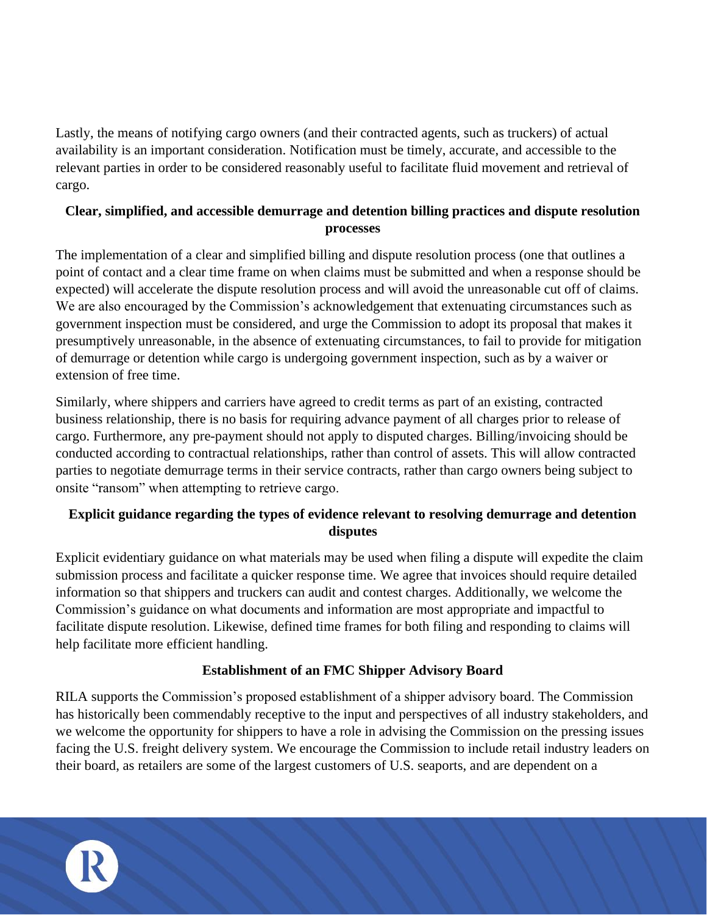Lastly, the means of notifying cargo owners (and their contracted agents, such as truckers) of actual availability is an important consideration. Notification must be timely, accurate, and accessible to the relevant parties in order to be considered reasonably useful to facilitate fluid movement and retrieval of cargo.

## Clear, simplified, and accessible demurrage and detention billing practices and dispute resolution processes

The implementation of a clear and simplified billing and dispute resolution process (one that outlines a point of contact and a clear time frame on when claims must be submitted and when a response should be expected) will accelerate the dispute resolution process and will avoid the unreasonable cut off of claims. We are also encouraged by the Commission's acknowledgement that extenuating circumstances such as government inspection must be considered, and urge the Commission to adopt its proposal that makes it presumptively unreasonable, in the absence of extenuating circumstances, to fail to provide for mitigation of demurrage or detention while cargo is undergoing government inspection, such as by a waiver or extension of free time.

Similarly, where shippers and carriers have agreed to credit terms as part of an existing, contracted business relationship, there is no basis for requiring advance payment of all charges prior to release of cargo. Furthermore, any pre-payment should not apply to disputed charges. Billing/invoicing should be conducted according to contractual relationships, rather than control of assets. This will allow contracted parties to negotiate demurrage terms in their service contracts, rather than cargo owners being subject to onsite "ransom" when attempting to retrieve cargo.

## Explicit guidance regarding the types of evidence relevant to resolving demurrage and detention disputes

Explicit evidentiary guidance on what materials may be used when filing a dispute will expedite the claim submission process and facilitate a quicker response time. We agree that invoices should require detailed information so that shippers and truckers can audit and contest charges. Additionally, we welcome the Commission's guidance on what documents and information are most appropriate and impactful to facilitate dispute resolution. Likewise, defined time frames for both filing and responding to claims will help facilitate more efficient handling.

## Establishment of an FMC Shipper Advisory Board

RILA supports the Commission's proposed establishment of a shipper advisory board. The Commission has historically been commendably receptive to the input and perspectives of all industry stakeholders, and we welcome the opportunity for shippers to have a role in advising the Commission on the pressing issues facing the U.S. freight delivery system. We encourage the Commission to include retail industry leaders on their board, as retailers are some of the largest customers of U.S. seaports, and are dependent on a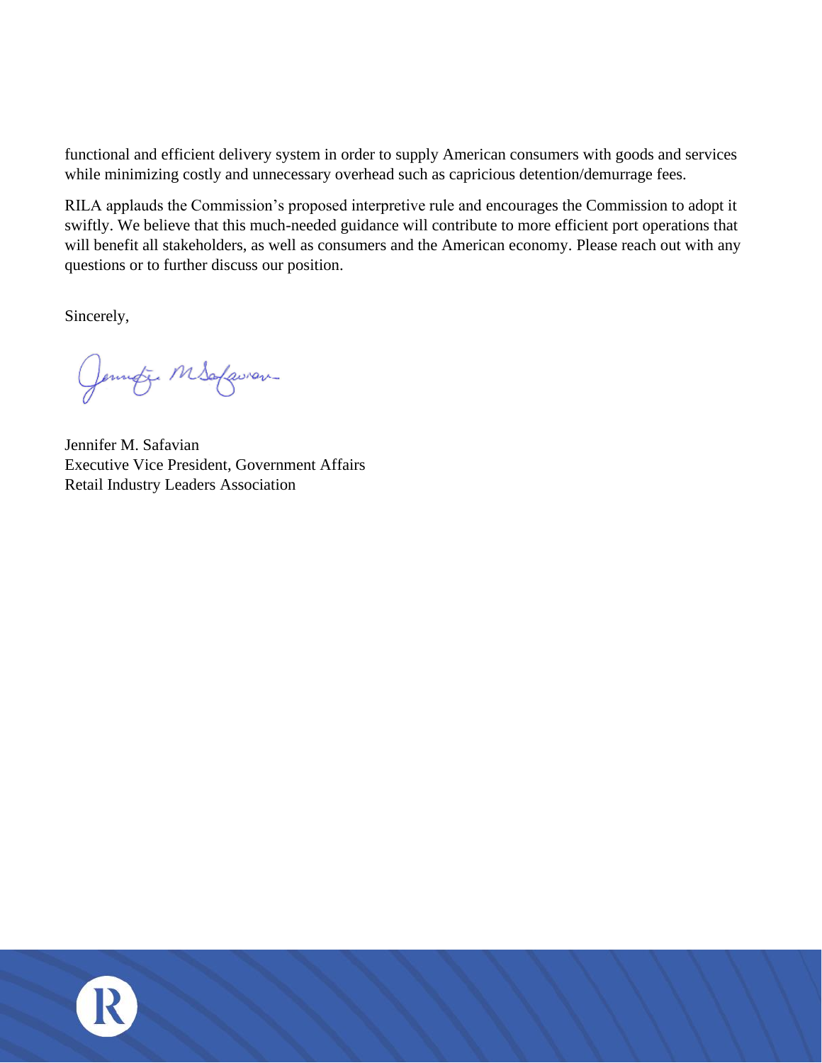functional and efficient delivery system in order to supply American consumers with goods and services while minimizing costly and unnecessary overhead such as capricious detention/demurrage fees.

RILA applauds the Commission's proposed interpretive rule and encourages the Commission to adopt it swiftly. We believe that this much-needed guidance will contribute to more efficient port operations that will benefit all stakeholders, as well as consumers and the American economy. Please reach out with any questions or to further discuss our position.

Sincerely,

Jennifer M. Safavian
Executive Vice President, Government Affairs
Retail Industry Leaders Association